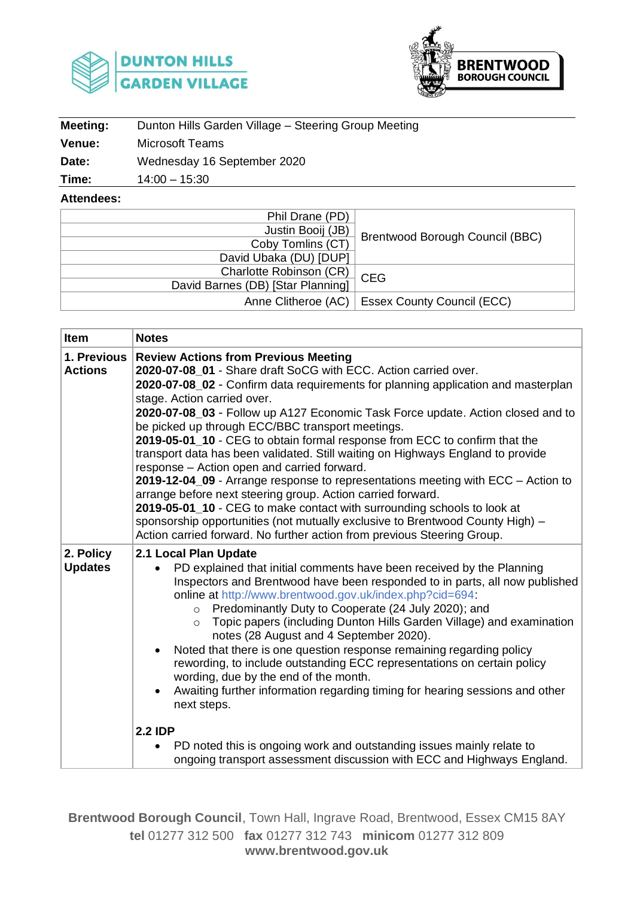DUNTON HILLS GARDEN VILLAGE

BRENTWOOD BOROUGH COUNCIL

| | |
|---|---|
| **Meeting:** | Dunton Hills Garden Village – Steering Group Meeting |
| **Venue:** | Microsoft Teams |
| **Date:** | Wednesday 16 September 2020 |
| **Time:** | 14:00 – 15:30 |

**Attendees:**

| | |
|---|---|
| Phil Drane (PD) | Brentwood Borough Council (BBC) |
| Justin Booij (JB) | |
| Coby Tomlins (CT) | |
| David Ubaka (DU) [DUP] | |
| Charlotte Robinson (CR) | CEG |
| David Barnes (DB) [Star Planning] | |
| Anne Clitheroe (AC) | Essex County Council (ECC) |

| Item | Notes |
|---|---|
| **1. Previous Actions** | **Review Actions from Previous Meeting**<br>**2020-07-08_01** - Share draft SoCG with ECC. Action carried over.<br>**2020-07-08_02** - Confirm data requirements for planning application and masterplan stage. Action carried over.<br>**2020-07-08_03** - Follow up A127 Economic Task Force update. Action closed and to be picked up through ECC/BBC transport meetings.<br>**2019-05-01_10** - CEG to obtain formal response from ECC to confirm that the transport data has been validated. Still waiting on Highways England to provide response – Action open and carried forward.<br>**2019-12-04_09** - Arrange response to representations meeting with ECC – Action to arrange before next steering group. Action carried forward.<br>**2019-05-01_10** - CEG to make contact with surrounding schools to look at sponsorship opportunities (not mutually exclusive to Brentwood County High) – Action carried forward. No further action from previous Steering Group. |
| **2. Policy Updates** | **2.1 Local Plan Update**<br>• PD explained that initial comments have been received by the Planning Inspectors and Brentwood have been responded to in parts, all now published online at http://www.brentwood.gov.uk/index.php?cid=694:<br>&nbsp;&nbsp;&nbsp;&nbsp;○ Predominantly Duty to Cooperate (24 July 2020); and<br>&nbsp;&nbsp;&nbsp;&nbsp;○ Topic papers (including Dunton Hills Garden Village) and examination notes (28 August and 4 September 2020).<br>• Noted that there is one question response remaining regarding policy rewording, to include outstanding ECC representations on certain policy wording, due by the end of the month.<br>• Awaiting further information regarding timing for hearing sessions and other next steps.<br><br>**2.2 IDP**<br>• PD noted this is ongoing work and outstanding issues mainly relate to ongoing transport assessment discussion with ECC and Highways England. |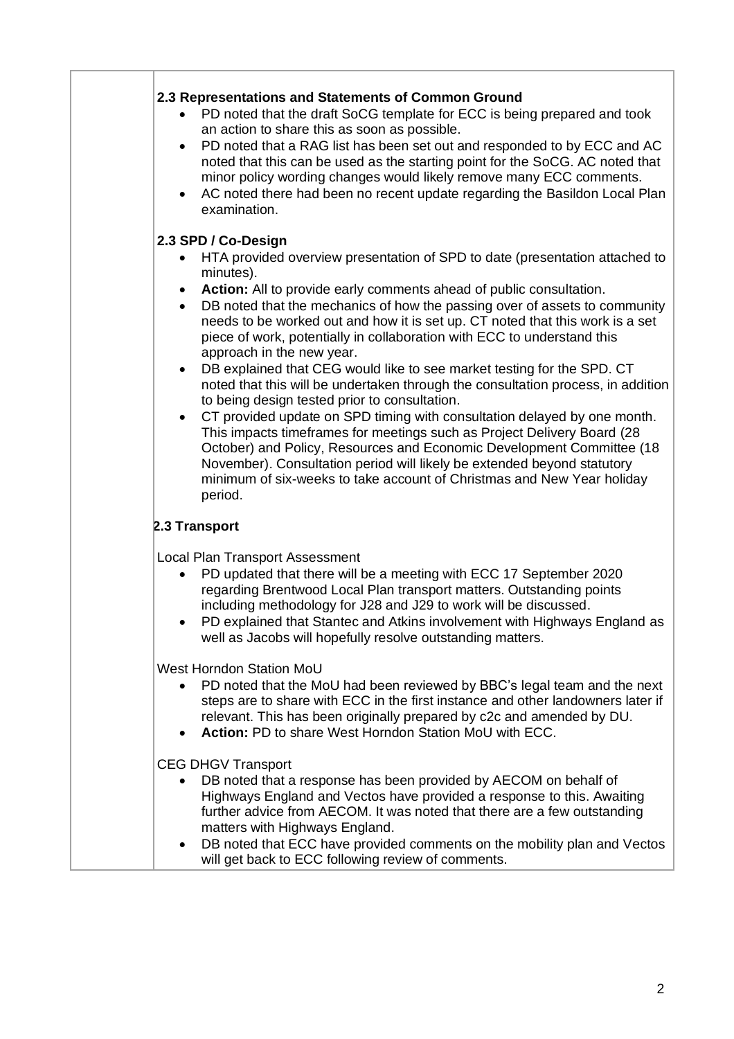### 2.3 Representations and Statements of Common Ground

- PD noted that the draft SoCG template for ECC is being prepared and took an action to share this as soon as possible.
- PD noted that a RAG list has been set out and responded to by ECC and AC noted that this can be used as the starting point for the SoCG. AC noted that minor policy wording changes would likely remove many ECC comments.
- AC noted there had been no recent update regarding the Basildon Local Plan examination.

### 2.3 SPD / Co-Design

- HTA provided overview presentation of SPD to date (presentation attached to minutes).
- **Action:** All to provide early comments ahead of public consultation.
- DB noted that the mechanics of how the passing over of assets to community needs to be worked out and how it is set up. CT noted that this work is a set piece of work, potentially in collaboration with ECC to understand this approach in the new year.
- DB explained that CEG would like to see market testing for the SPD. CT noted that this will be undertaken through the consultation process, in addition to being design tested prior to consultation.
- CT provided update on SPD timing with consultation delayed by one month. This impacts timeframes for meetings such as Project Delivery Board (28 October) and Policy, Resources and Economic Development Committee (18 November). Consultation period will likely be extended beyond statutory minimum of six-weeks to take account of Christmas and New Year holiday period.

### 2.3 Transport

Local Plan Transport Assessment

- PD updated that there will be a meeting with ECC 17 September 2020 regarding Brentwood Local Plan transport matters. Outstanding points including methodology for J28 and J29 to work will be discussed.
- PD explained that Stantec and Atkins involvement with Highways England as well as Jacobs will hopefully resolve outstanding matters.

West Horndon Station MoU

- PD noted that the MoU had been reviewed by BBC's legal team and the next steps are to share with ECC in the first instance and other landowners later if relevant. This has been originally prepared by c2c and amended by DU.
- **Action:** PD to share West Horndon Station MoU with ECC.

CEG DHGV Transport

- DB noted that a response has been provided by AECOM on behalf of Highways England and Vectos have provided a response to this. Awaiting further advice from AECOM. It was noted that there are a few outstanding matters with Highways England.
- DB noted that ECC have provided comments on the mobility plan and Vectos will get back to ECC following review of comments.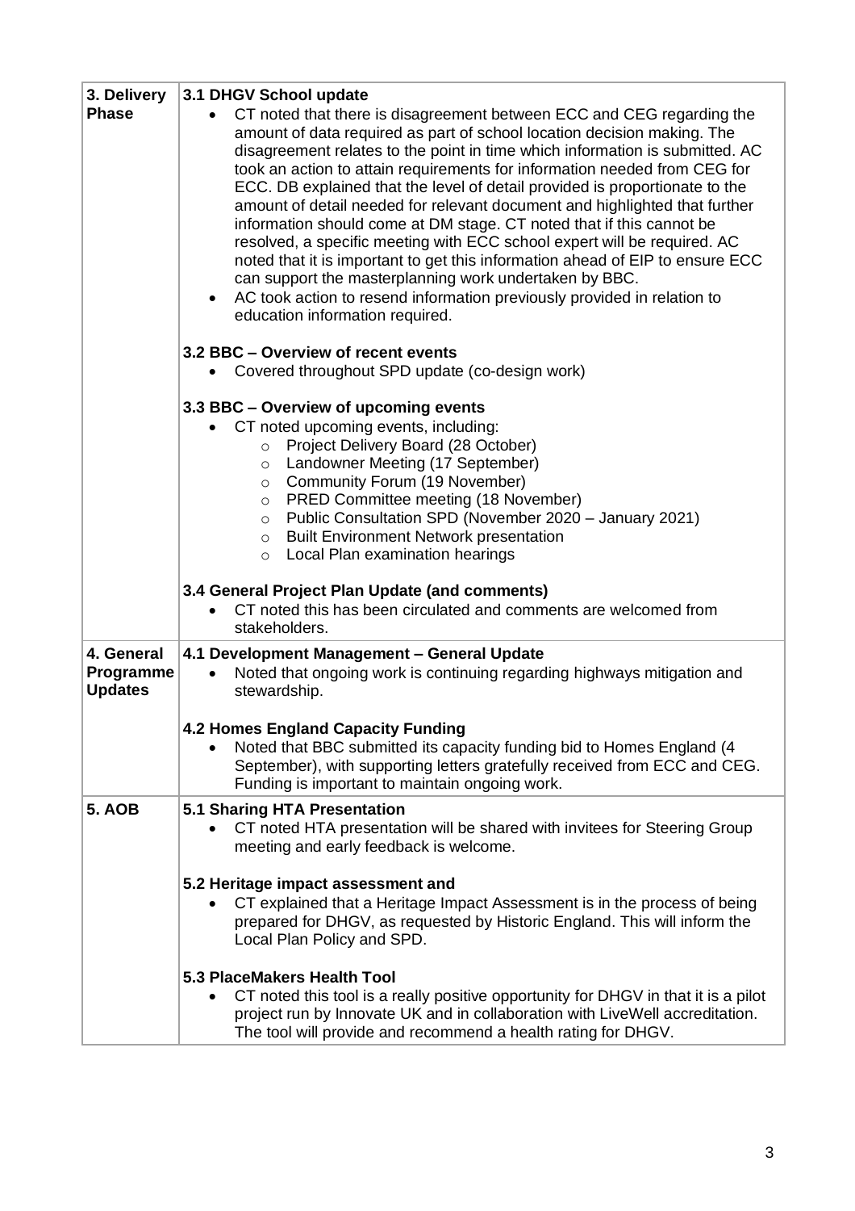| 3. Delivery Phase | **3.1 DHGV School update**<br>• CT noted that there is disagreement between ECC and CEG regarding the amount of data required as part of school location decision making. The disagreement relates to the point in time which information is submitted. AC took an action to attain requirements for information needed from CEG for ECC. DB explained that the level of detail provided is proportionate to the amount of detail needed for relevant document and highlighted that further information should come at DM stage. CT noted that if this cannot be resolved, a specific meeting with ECC school expert will be required. AC noted that it is important to get this information ahead of EIP to ensure ECC can support the masterplanning work undertaken by BBC.<br>• AC took action to resend information previously provided in relation to education information required.<br><br>**3.2 BBC – Overview of recent events**<br>• Covered throughout SPD update (co-design work)<br><br>**3.3 BBC – Overview of upcoming events**<br>• CT noted upcoming events, including:<br>&nbsp;&nbsp;&nbsp;&nbsp;○ Project Delivery Board (28 October)<br>&nbsp;&nbsp;&nbsp;&nbsp;○ Landowner Meeting (17 September)<br>&nbsp;&nbsp;&nbsp;&nbsp;○ Community Forum (19 November)<br>&nbsp;&nbsp;&nbsp;&nbsp;○ PRED Committee meeting (18 November)<br>&nbsp;&nbsp;&nbsp;&nbsp;○ Public Consultation SPD (November 2020 – January 2021)<br>&nbsp;&nbsp;&nbsp;&nbsp;○ Built Environment Network presentation<br>&nbsp;&nbsp;&nbsp;&nbsp;○ Local Plan examination hearings<br><br>**3.4 General Project Plan Update (and comments)**<br>• CT noted this has been circulated and comments are welcomed from stakeholders. |
|---|---|
| **4. General Programme Updates** | **4.1 Development Management – General Update**<br>• Noted that ongoing work is continuing regarding highways mitigation and stewardship.<br><br>**4.2 Homes England Capacity Funding**<br>• Noted that BBC submitted its capacity funding bid to Homes England (4 September), with supporting letters gratefully received from ECC and CEG. Funding is important to maintain ongoing work. |
| **5. AOB** | **5.1 Sharing HTA Presentation**<br>• CT noted HTA presentation will be shared with invitees for Steering Group meeting and early feedback is welcome.<br><br>**5.2 Heritage impact assessment and**<br>• CT explained that a Heritage Impact Assessment is in the process of being prepared for DHGV, as requested by Historic England. This will inform the Local Plan Policy and SPD.<br><br>**5.3 PlaceMakers Health Tool**<br>• CT noted this tool is a really positive opportunity for DHGV in that it is a pilot project run by Innovate UK and in collaboration with LiveWell accreditation. The tool will provide and recommend a health rating for DHGV. |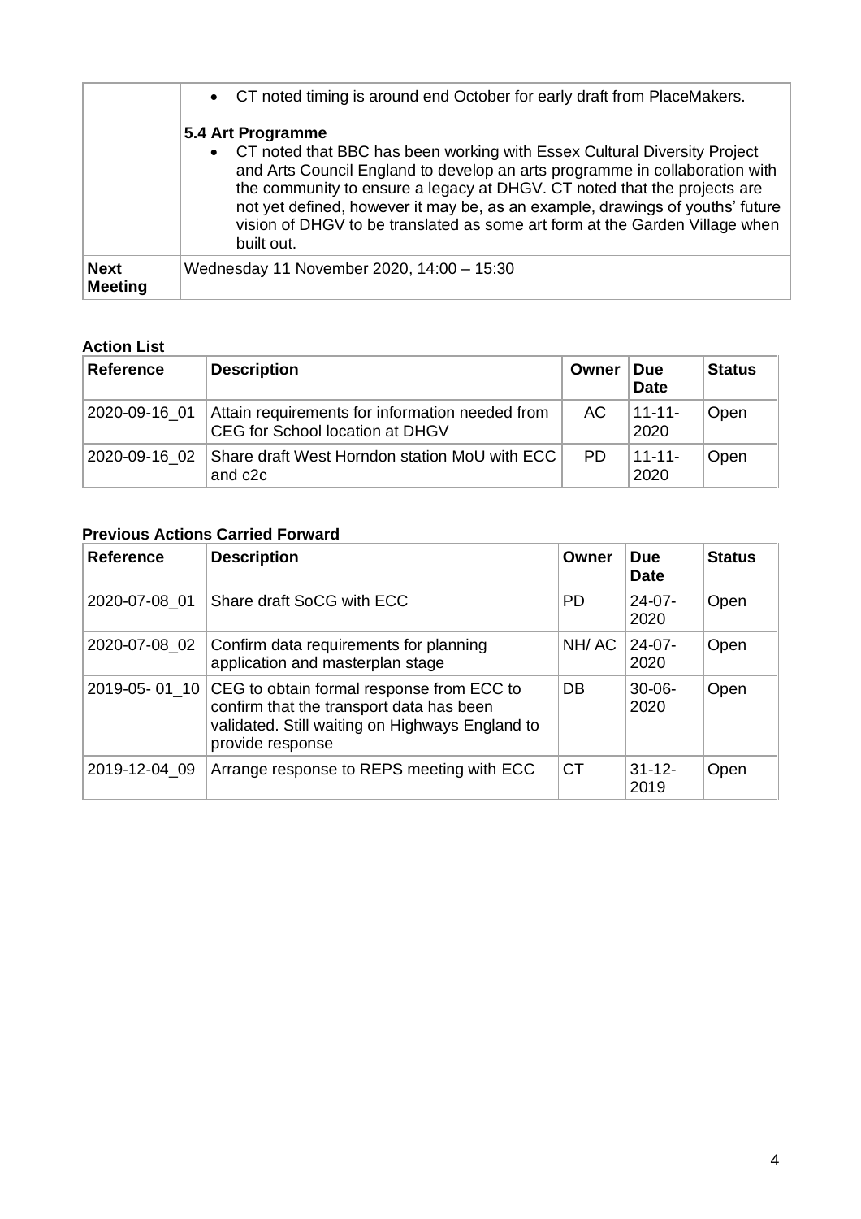| | |
|---|---|
| | • CT noted timing is around end October for early draft from PlaceMakers.<br><br>**5.4 Art Programme**<br>• CT noted that BBC has been working with Essex Cultural Diversity Project and Arts Council England to develop an arts programme in collaboration with the community to ensure a legacy at DHGV. CT noted that the projects are not yet defined, however it may be, as an example, drawings of youths' future vision of DHGV to be translated as some art form at the Garden Village when built out. |
| **Next Meeting** | Wednesday 11 November 2020, 14:00 – 15:30 |

**Action List**

| Reference | Description | Owner | Due Date | Status |
|---|---|---|---|---|
| 2020-09-16_01 | Attain requirements for information needed from CEG for School location at DHGV | AC | 11-11-2020 | Open |
| 2020-09-16_02 | Share draft West Horndon station MoU with ECC and c2c | PD | 11-11-2020 | Open |

**Previous Actions Carried Forward**

| Reference | Description | Owner | Due Date | Status |
|---|---|---|---|---|
| 2020-07-08_01 | Share draft SoCG with ECC | PD | 24-07-2020 | Open |
| 2020-07-08_02 | Confirm data requirements for planning application and masterplan stage | NH/ AC | 24-07-2020 | Open |
| 2019-05- 01_10 | CEG to obtain formal response from ECC to confirm that the transport data has been validated. Still waiting on Highways England to provide response | DB | 30-06-2020 | Open |
| 2019-12-04_09 | Arrange response to REPS meeting with ECC | CT | 31-12-2019 | Open |